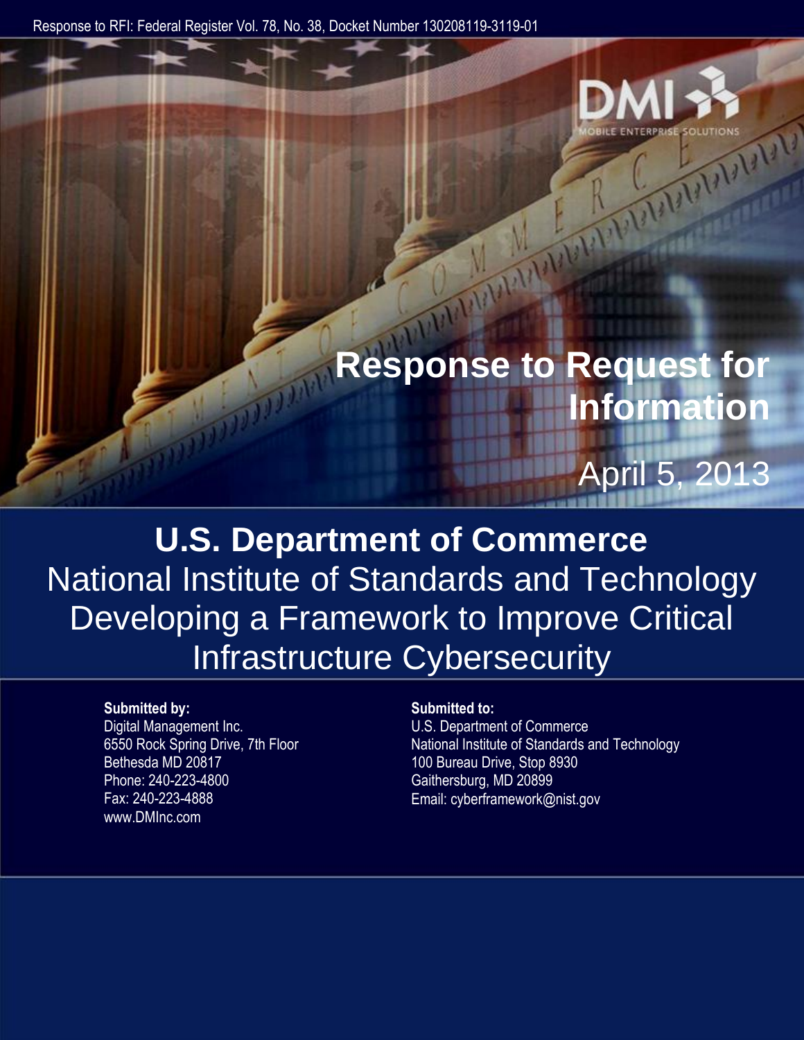Response to RFI: Federal Register Vol. 78, No. 38, Docket Number 130208119-3119-01

DMI MOBILE ENTERPRISE SOLUTIONS

# Response to Request for Information

April 5, 2013

## U.S. Department of Commerce

National Institute of Standards and Technology
Developing a Framework to Improve Critical Infrastructure Cybersecurity

**Submitted by:**
Digital Management Inc.
6550 Rock Spring Drive, 7th Floor
Bethesda MD 20817
Phone: 240-223-4800
Fax: 240-223-4888
www.DMInc.com

**Submitted to:**
U.S. Department of Commerce
National Institute of Standards and Technology
100 Bureau Drive, Stop 8930
Gaithersburg, MD 20899
Email: cyberframework@nist.gov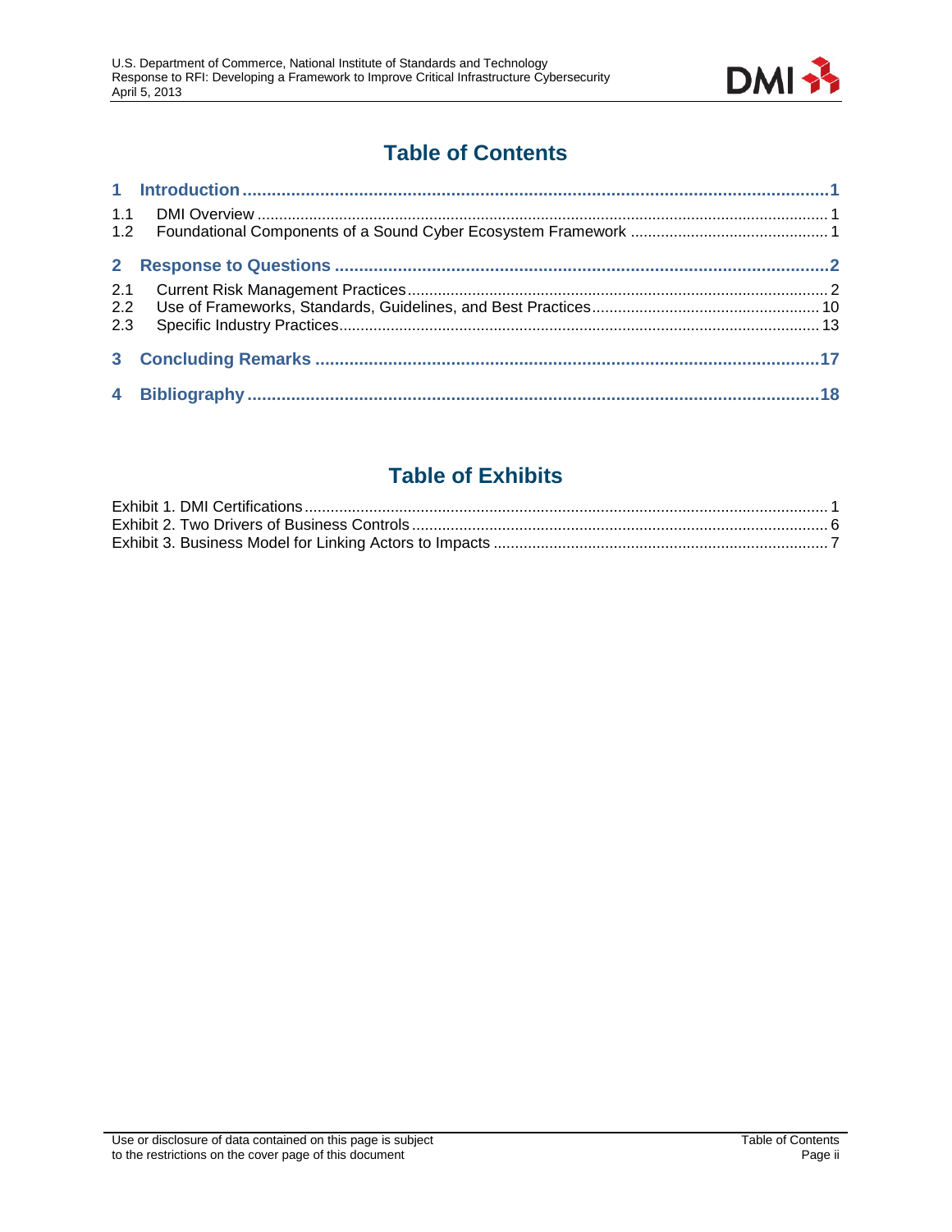# Table of Contents

**1 Introduction** ......... **1**

1.1 DMI Overview ......... 1

1.2 Foundational Components of a Sound Cyber Ecosystem Framework ......... 1

**2 Response to Questions** ......... **2**

2.1 Current Risk Management Practices ......... 2

2.2 Use of Frameworks, Standards, Guidelines, and Best Practices ......... 10

2.3 Specific Industry Practices ......... 13

**3 Concluding Remarks** ......... **17**

**4 Bibliography** ......... **18**

# Table of Exhibits

Exhibit 1. DMI Certifications ......... 1

Exhibit 2. Two Drivers of Business Controls ......... 6

Exhibit 3. Business Model for Linking Actors to Impacts ......... 7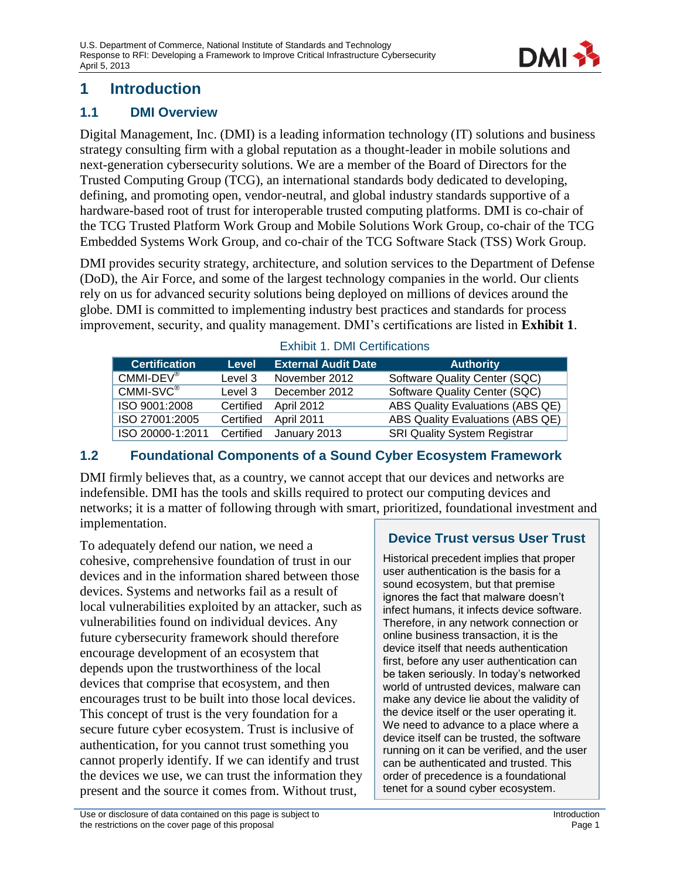# 1 Introduction

## 1.1 DMI Overview

Digital Management, Inc. (DMI) is a leading information technology (IT) solutions and business strategy consulting firm with a global reputation as a thought-leader in mobile solutions and next-generation cybersecurity solutions. We are a member of the Board of Directors for the Trusted Computing Group (TCG), an international standards body dedicated to developing, defining, and promoting open, vendor-neutral, and global industry standards supportive of a hardware-based root of trust for interoperable trusted computing platforms. DMI is co-chair of the TCG Trusted Platform Work Group and Mobile Solutions Work Group, co-chair of the TCG Embedded Systems Work Group, and co-chair of the TCG Software Stack (TSS) Work Group.

DMI provides security strategy, architecture, and solution services to the Department of Defense (DoD), the Air Force, and some of the largest technology companies in the world. Our clients rely on us for advanced security solutions being deployed on millions of devices around the globe. DMI is committed to implementing industry best practices and standards for process improvement, security, and quality management. DMI's certifications are listed in **Exhibit 1**.

Exhibit 1. DMI Certifications

| Certification | Level | External Audit Date | Authority |
|---|---|---|---|
| CMMI-DEV® | Level 3 | November 2012 | Software Quality Center (SQC) |
| CMMI-SVC® | Level 3 | December 2012 | Software Quality Center (SQC) |
| ISO 9001:2008 | Certified | April 2012 | ABS Quality Evaluations (ABS QE) |
| ISO 27001:2005 | Certified | April 2011 | ABS Quality Evaluations (ABS QE) |
| ISO 20000-1:2011 | Certified | January 2013 | SRI Quality System Registrar |

## 1.2 Foundational Components of a Sound Cyber Ecosystem Framework

DMI firmly believes that, as a country, we cannot accept that our devices and networks are indefensible. DMI has the tools and skills required to protect our computing devices and networks; it is a matter of following through with smart, prioritized, foundational investment and implementation.

To adequately defend our nation, we need a cohesive, comprehensive foundation of trust in our devices and in the information shared between those devices. Systems and networks fail as a result of local vulnerabilities exploited by an attacker, such as vulnerabilities found on individual devices. Any future cybersecurity framework should therefore encourage development of an ecosystem that depends upon the trustworthiness of the local devices that comprise that ecosystem, and then encourages trust to be built into those local devices. This concept of trust is the very foundation for a secure future cyber ecosystem. Trust is inclusive of authentication, for you cannot trust something you cannot properly identify. If we can identify and trust the devices we use, we can trust the information they present and the source it comes from. Without trust,

> **Device Trust versus User Trust**
>
> Historical precedent implies that proper user authentication is the basis for a sound ecosystem, but that premise ignores the fact that malware doesn't infect humans, it infects device software. Therefore, in any network connection or online business transaction, it is the device itself that needs authentication first, before any user authentication can be taken seriously. In today's networked world of untrusted devices, malware can make any device lie about the validity of the device itself or the user operating it. We need to advance to a place where a device itself can be trusted, the software running on it can be verified, and the user can be authenticated and trusted. This order of precedence is a foundational tenet for a sound cyber ecosystem.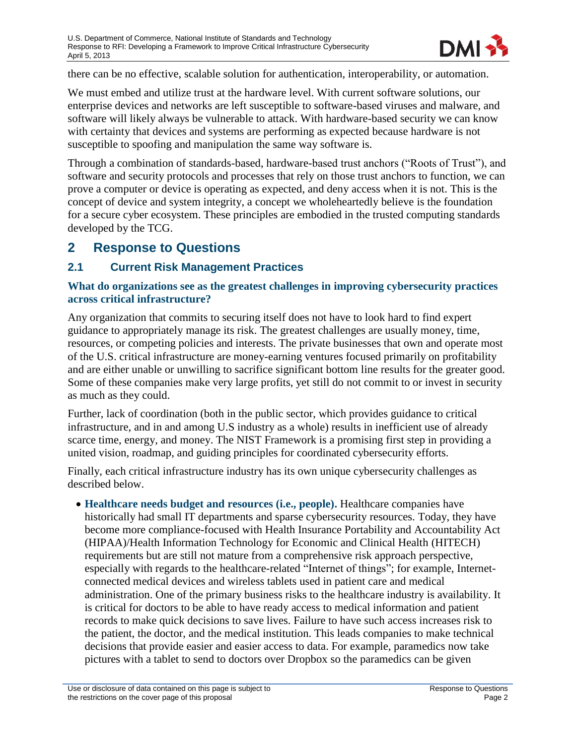there can be no effective, scalable solution for authentication, interoperability, or automation.

We must embed and utilize trust at the hardware level. With current software solutions, our enterprise devices and networks are left susceptible to software-based viruses and malware, and software will likely always be vulnerable to attack. With hardware-based security we can know with certainty that devices and systems are performing as expected because hardware is not susceptible to spoofing and manipulation the same way software is.

Through a combination of standards-based, hardware-based trust anchors ("Roots of Trust"), and software and security protocols and processes that rely on those trust anchors to function, we can prove a computer or device is operating as expected, and deny access when it is not. This is the concept of device and system integrity, a concept we wholeheartedly believe is the foundation for a secure cyber ecosystem. These principles are embodied in the trusted computing standards developed by the TCG.

# 2 Response to Questions

## 2.1 Current Risk Management Practices

### What do organizations see as the greatest challenges in improving cybersecurity practices across critical infrastructure?

Any organization that commits to securing itself does not have to look hard to find expert guidance to appropriately manage its risk. The greatest challenges are usually money, time, resources, or competing policies and interests. The private businesses that own and operate most of the U.S. critical infrastructure are money-earning ventures focused primarily on profitability and are either unable or unwilling to sacrifice significant bottom line results for the greater good. Some of these companies make very large profits, yet still do not commit to or invest in security as much as they could.

Further, lack of coordination (both in the public sector, which provides guidance to critical infrastructure, and in and among U.S industry as a whole) results in inefficient use of already scarce time, energy, and money. The NIST Framework is a promising first step in providing a united vision, roadmap, and guiding principles for coordinated cybersecurity efforts.

Finally, each critical infrastructure industry has its own unique cybersecurity challenges as described below.

- **Healthcare needs budget and resources (i.e., people).** Healthcare companies have historically had small IT departments and sparse cybersecurity resources. Today, they have become more compliance-focused with Health Insurance Portability and Accountability Act (HIPAA)/Health Information Technology for Economic and Clinical Health (HITECH) requirements but are still not mature from a comprehensive risk approach perspective, especially with regards to the healthcare-related "Internet of things"; for example, Internet-connected medical devices and wireless tablets used in patient care and medical administration. One of the primary business risks to the healthcare industry is availability. It is critical for doctors to be able to have ready access to medical information and patient records to make quick decisions to save lives. Failure to have such access increases risk to the patient, the doctor, and the medical institution. This leads companies to make technical decisions that provide easier and easier access to data. For example, paramedics now take pictures with a tablet to send to doctors over Dropbox so the paramedics can be given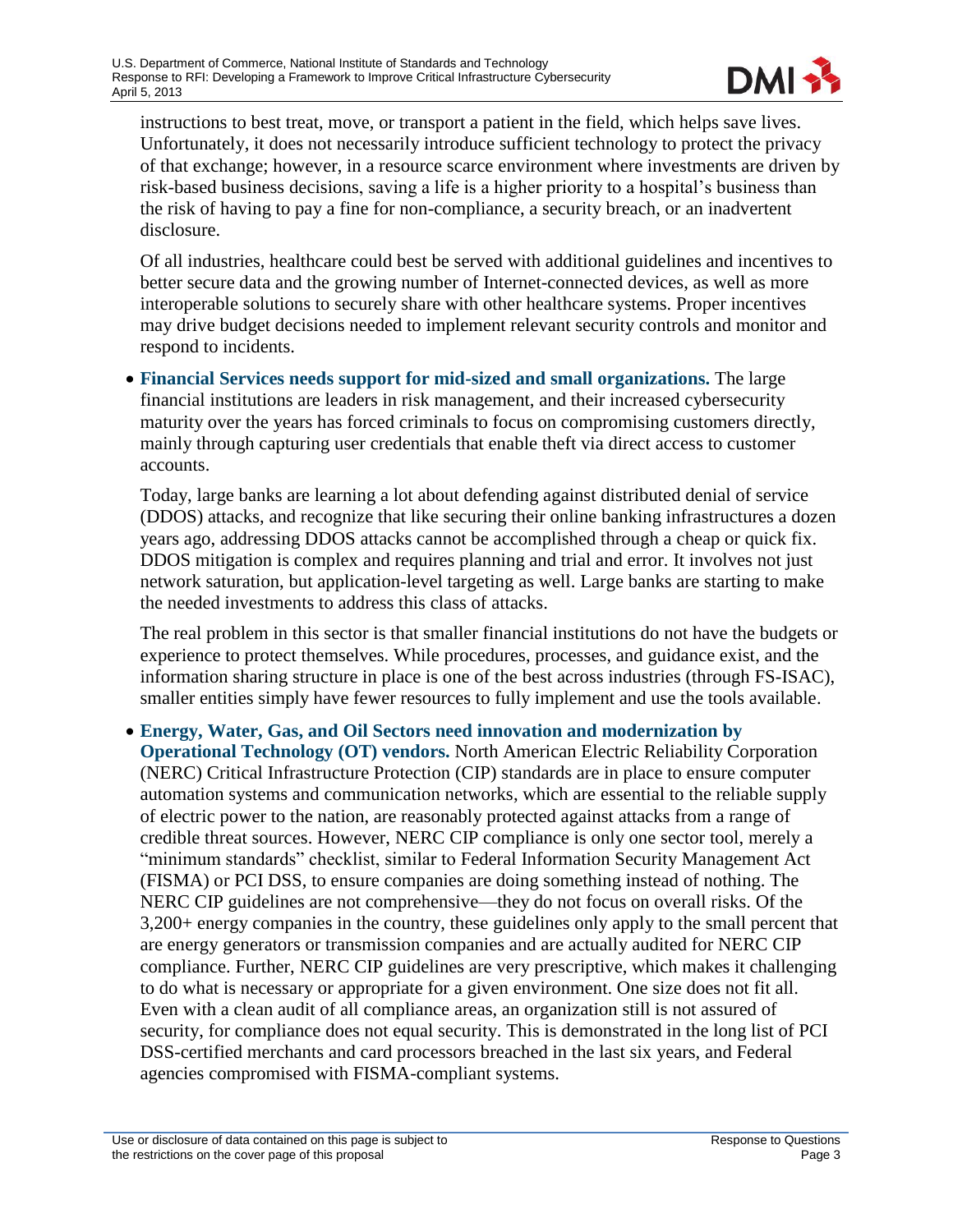instructions to best treat, move, or transport a patient in the field, which helps save lives. Unfortunately, it does not necessarily introduce sufficient technology to protect the privacy of that exchange; however, in a resource scarce environment where investments are driven by risk-based business decisions, saving a life is a higher priority to a hospital's business than the risk of having to pay a fine for non-compliance, a security breach, or an inadvertent disclosure.

Of all industries, healthcare could best be served with additional guidelines and incentives to better secure data and the growing number of Internet-connected devices, as well as more interoperable solutions to securely share with other healthcare systems. Proper incentives may drive budget decisions needed to implement relevant security controls and monitor and respond to incidents.

- **Financial Services needs support for mid-sized and small organizations.** The large financial institutions are leaders in risk management, and their increased cybersecurity maturity over the years has forced criminals to focus on compromising customers directly, mainly through capturing user credentials that enable theft via direct access to customer accounts.

  Today, large banks are learning a lot about defending against distributed denial of service (DDOS) attacks, and recognize that like securing their online banking infrastructures a dozen years ago, addressing DDOS attacks cannot be accomplished through a cheap or quick fix. DDOS mitigation is complex and requires planning and trial and error. It involves not just network saturation, but application-level targeting as well. Large banks are starting to make the needed investments to address this class of attacks.

  The real problem in this sector is that smaller financial institutions do not have the budgets or experience to protect themselves. While procedures, processes, and guidance exist, and the information sharing structure in place is one of the best across industries (through FS-ISAC), smaller entities simply have fewer resources to fully implement and use the tools available.

- **Energy, Water, Gas, and Oil Sectors need innovation and modernization by Operational Technology (OT) vendors.** North American Electric Reliability Corporation (NERC) Critical Infrastructure Protection (CIP) standards are in place to ensure computer automation systems and communication networks, which are essential to the reliable supply of electric power to the nation, are reasonably protected against attacks from a range of credible threat sources. However, NERC CIP compliance is only one sector tool, merely a "minimum standards" checklist, similar to Federal Information Security Management Act (FISMA) or PCI DSS, to ensure companies are doing something instead of nothing. The NERC CIP guidelines are not comprehensive—they do not focus on overall risks. Of the 3,200+ energy companies in the country, these guidelines only apply to the small percent that are energy generators or transmission companies and are actually audited for NERC CIP compliance. Further, NERC CIP guidelines are very prescriptive, which makes it challenging to do what is necessary or appropriate for a given environment. One size does not fit all. Even with a clean audit of all compliance areas, an organization still is not assured of security, for compliance does not equal security. This is demonstrated in the long list of PCI DSS-certified merchants and card processors breached in the last six years, and Federal agencies compromised with FISMA-compliant systems.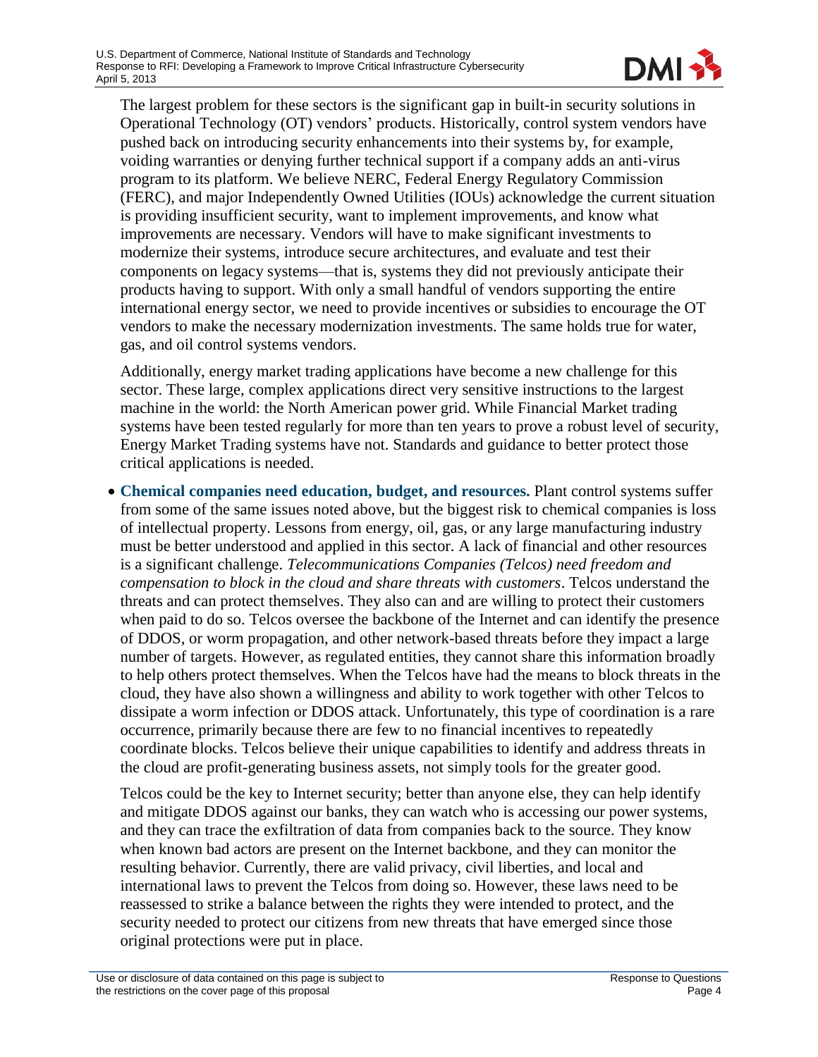The largest problem for these sectors is the significant gap in built-in security solutions in Operational Technology (OT) vendors' products. Historically, control system vendors have pushed back on introducing security enhancements into their systems by, for example, voiding warranties or denying further technical support if a company adds an anti-virus program to its platform. We believe NERC, Federal Energy Regulatory Commission (FERC), and major Independently Owned Utilities (IOUs) acknowledge the current situation is providing insufficient security, want to implement improvements, and know what improvements are necessary. Vendors will have to make significant investments to modernize their systems, introduce secure architectures, and evaluate and test their components on legacy systems—that is, systems they did not previously anticipate their products having to support. With only a small handful of vendors supporting the entire international energy sector, we need to provide incentives or subsidies to encourage the OT vendors to make the necessary modernization investments. The same holds true for water, gas, and oil control systems vendors.

Additionally, energy market trading applications have become a new challenge for this sector. These large, complex applications direct very sensitive instructions to the largest machine in the world: the North American power grid. While Financial Market trading systems have been tested regularly for more than ten years to prove a robust level of security, Energy Market Trading systems have not. Standards and guidance to better protect those critical applications is needed.

- **Chemical companies need education, budget, and resources.** Plant control systems suffer from some of the same issues noted above, but the biggest risk to chemical companies is loss of intellectual property. Lessons from energy, oil, gas, or any large manufacturing industry must be better understood and applied in this sector. A lack of financial and other resources is a significant challenge. *Telecommunications Companies (Telcos) need freedom and compensation to block in the cloud and share threats with customers*. Telcos understand the threats and can protect themselves. They also can and are willing to protect their customers when paid to do so. Telcos oversee the backbone of the Internet and can identify the presence of DDOS, or worm propagation, and other network-based threats before they impact a large number of targets. However, as regulated entities, they cannot share this information broadly to help others protect themselves. When the Telcos have had the means to block threats in the cloud, they have also shown a willingness and ability to work together with other Telcos to dissipate a worm infection or DDOS attack. Unfortunately, this type of coordination is a rare occurrence, primarily because there are few to no financial incentives to repeatedly coordinate blocks. Telcos believe their unique capabilities to identify and address threats in the cloud are profit-generating business assets, not simply tools for the greater good.

  Telcos could be the key to Internet security; better than anyone else, they can help identify and mitigate DDOS against our banks, they can watch who is accessing our power systems, and they can trace the exfiltration of data from companies back to the source. They know when known bad actors are present on the Internet backbone, and they can monitor the resulting behavior. Currently, there are valid privacy, civil liberties, and local and international laws to prevent the Telcos from doing so. However, these laws need to be reassessed to strike a balance between the rights they were intended to protect, and the security needed to protect our citizens from new threats that have emerged since those original protections were put in place.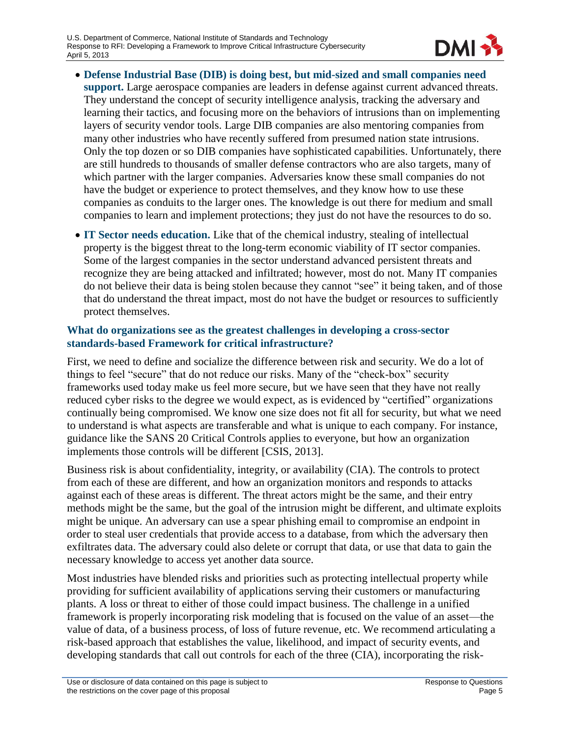- **Defense Industrial Base (DIB) is doing best, but mid-sized and small companies need support.** Large aerospace companies are leaders in defense against current advanced threats. They understand the concept of security intelligence analysis, tracking the adversary and learning their tactics, and focusing more on the behaviors of intrusions than on implementing layers of security vendor tools. Large DIB companies are also mentoring companies from many other industries who have recently suffered from presumed nation state intrusions. Only the top dozen or so DIB companies have sophisticated capabilities. Unfortunately, there are still hundreds to thousands of smaller defense contractors who are also targets, many of which partner with the larger companies. Adversaries know these small companies do not have the budget or experience to protect themselves, and they know how to use these companies as conduits to the larger ones. The knowledge is out there for medium and small companies to learn and implement protections; they just do not have the resources to do so.
- **IT Sector needs education.** Like that of the chemical industry, stealing of intellectual property is the biggest threat to the long-term economic viability of IT sector companies. Some of the largest companies in the sector understand advanced persistent threats and recognize they are being attacked and infiltrated; however, most do not. Many IT companies do not believe their data is being stolen because they cannot "see" it being taken, and of those that do understand the threat impact, most do not have the budget or resources to sufficiently protect themselves.

### What do organizations see as the greatest challenges in developing a cross-sector standards-based Framework for critical infrastructure?

First, we need to define and socialize the difference between risk and security. We do a lot of things to feel "secure" that do not reduce our risks. Many of the "check-box" security frameworks used today make us feel more secure, but we have seen that they have not really reduced cyber risks to the degree we would expect, as is evidenced by "certified" organizations continually being compromised. We know one size does not fit all for security, but what we need to understand is what aspects are transferable and what is unique to each company. For instance, guidance like the SANS 20 Critical Controls applies to everyone, but how an organization implements those controls will be different [CSIS, 2013].

Business risk is about confidentiality, integrity, or availability (CIA). The controls to protect from each of these are different, and how an organization monitors and responds to attacks against each of these areas is different. The threat actors might be the same, and their entry methods might be the same, but the goal of the intrusion might be different, and ultimate exploits might be unique. An adversary can use a spear phishing email to compromise an endpoint in order to steal user credentials that provide access to a database, from which the adversary then exfiltrates data. The adversary could also delete or corrupt that data, or use that data to gain the necessary knowledge to access yet another data source.

Most industries have blended risks and priorities such as protecting intellectual property while providing for sufficient availability of applications serving their customers or manufacturing plants. A loss or threat to either of those could impact business. The challenge in a unified framework is properly incorporating risk modeling that is focused on the value of an asset—the value of data, of a business process, of loss of future revenue, etc. We recommend articulating a risk-based approach that establishes the value, likelihood, and impact of security events, and developing standards that call out controls for each of the three (CIA), incorporating the risk-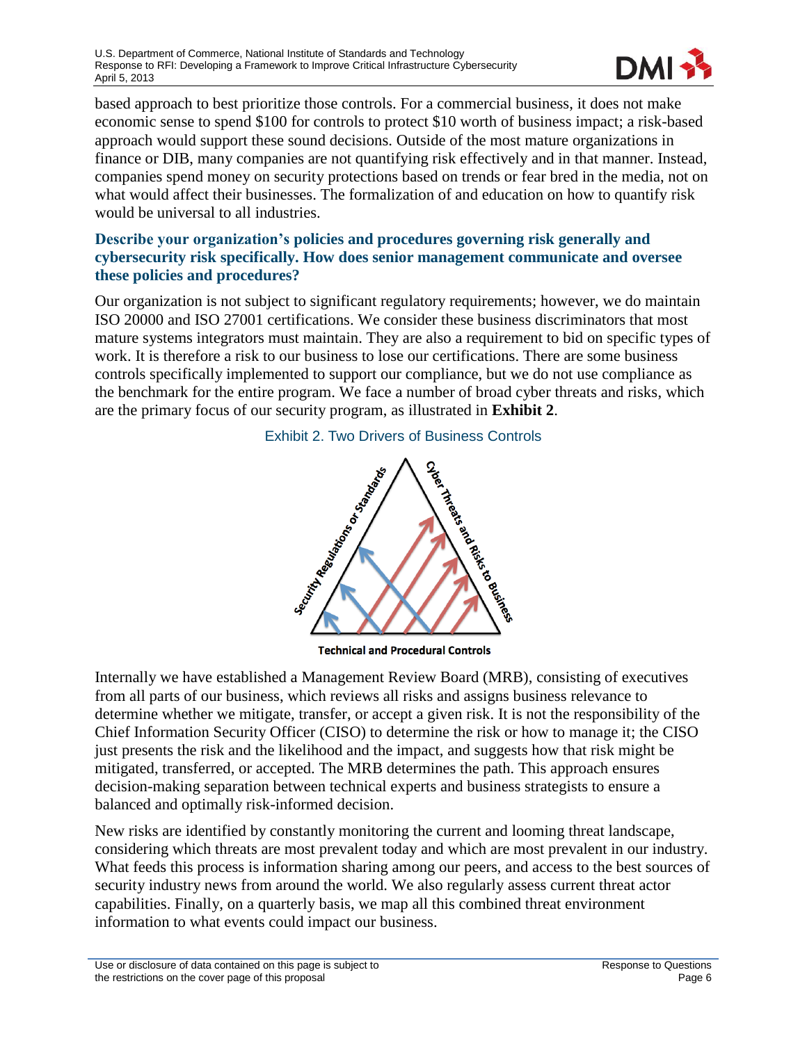based approach to best prioritize those controls. For a commercial business, it does not make economic sense to spend $100 for controls to protect $10 worth of business impact; a risk-based approach would support these sound decisions. Outside of the most mature organizations in finance or DIB, many companies are not quantifying risk effectively and in that manner. Instead, companies spend money on security protections based on trends or fear bred in the media, not on what would affect their businesses. The formalization of and education on how to quantify risk would be universal to all industries.

### Describe your organization's policies and procedures governing risk generally and cybersecurity risk specifically. How does senior management communicate and oversee these policies and procedures?

Our organization is not subject to significant regulatory requirements; however, we do maintain ISO 20000 and ISO 27001 certifications. We consider these business discriminators that most mature systems integrators must maintain. They are also a requirement to bid on specific types of work. It is therefore a risk to our business to lose our certifications. There are some business controls specifically implemented to support our compliance, but we do not use compliance as the benchmark for the entire program. We face a number of broad cyber threats and risks, which are the primary focus of our security program, as illustrated in **Exhibit 2**.

Exhibit 2. Two Drivers of Business Controls

Internally we have established a Management Review Board (MRB), consisting of executives from all parts of our business, which reviews all risks and assigns business relevance to determine whether we mitigate, transfer, or accept a given risk. It is not the responsibility of the Chief Information Security Officer (CISO) to determine the risk or how to manage it; the CISO just presents the risk and the likelihood and the impact, and suggests how that risk might be mitigated, transferred, or accepted. The MRB determines the path. This approach ensures decision-making separation between technical experts and business strategists to ensure a balanced and optimally risk-informed decision.

New risks are identified by constantly monitoring the current and looming threat landscape, considering which threats are most prevalent today and which are most prevalent in our industry. What feeds this process is information sharing among our peers, and access to the best sources of security industry news from around the world. We also regularly assess current threat actor capabilities. Finally, on a quarterly basis, we map all this combined threat environment information to what events could impact our business.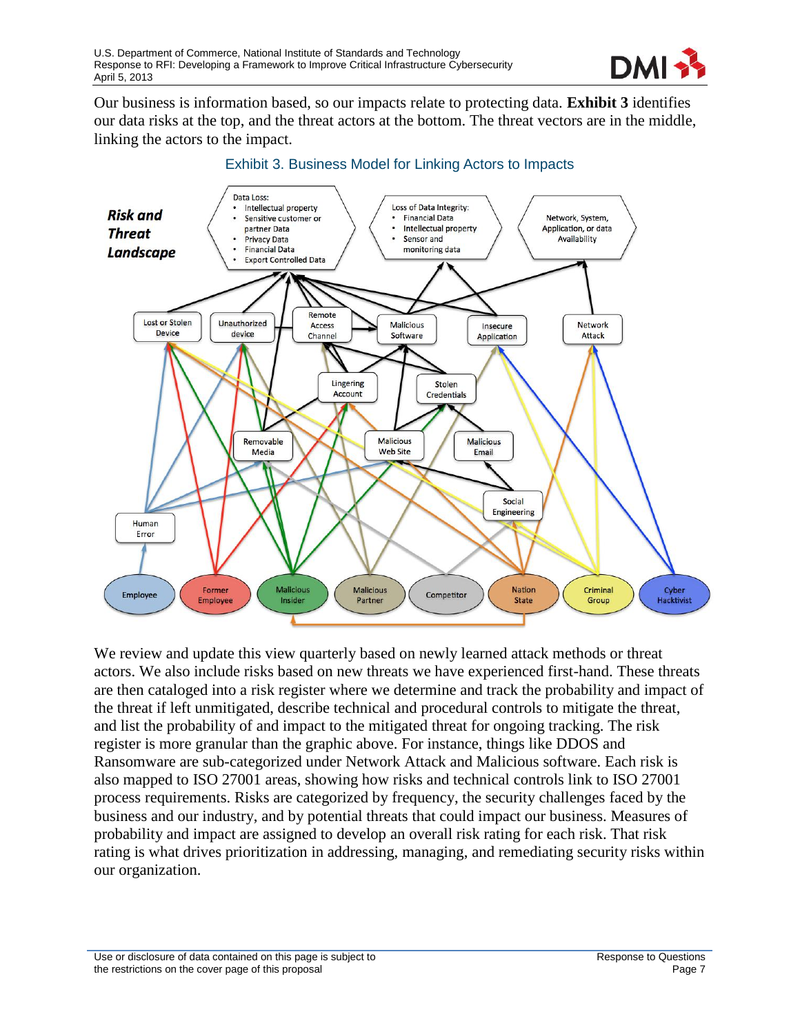Our business is information based, so our impacts relate to protecting data. **Exhibit 3** identifies our data risks at the top, and the threat actors at the bottom. The threat vectors are in the middle, linking the actors to the impact.

Exhibit 3. Business Model for Linking Actors to Impacts

We review and update this view quarterly based on newly learned attack methods or threat actors. We also include risks based on new threats we have experienced first-hand. These threats are then cataloged into a risk register where we determine and track the probability and impact of the threat if left unmitigated, describe technical and procedural controls to mitigate the threat, and list the probability of and impact to the mitigated threat for ongoing tracking. The risk register is more granular than the graphic above. For instance, things like DDOS and Ransomware are sub-categorized under Network Attack and Malicious software. Each risk is also mapped to ISO 27001 areas, showing how risks and technical controls link to ISO 27001 process requirements. Risks are categorized by frequency, the security challenges faced by the business and our industry, and by potential threats that could impact our business. Measures of probability and impact are assigned to develop an overall risk rating for each risk. That risk rating is what drives prioritization in addressing, managing, and remediating security risks within our organization.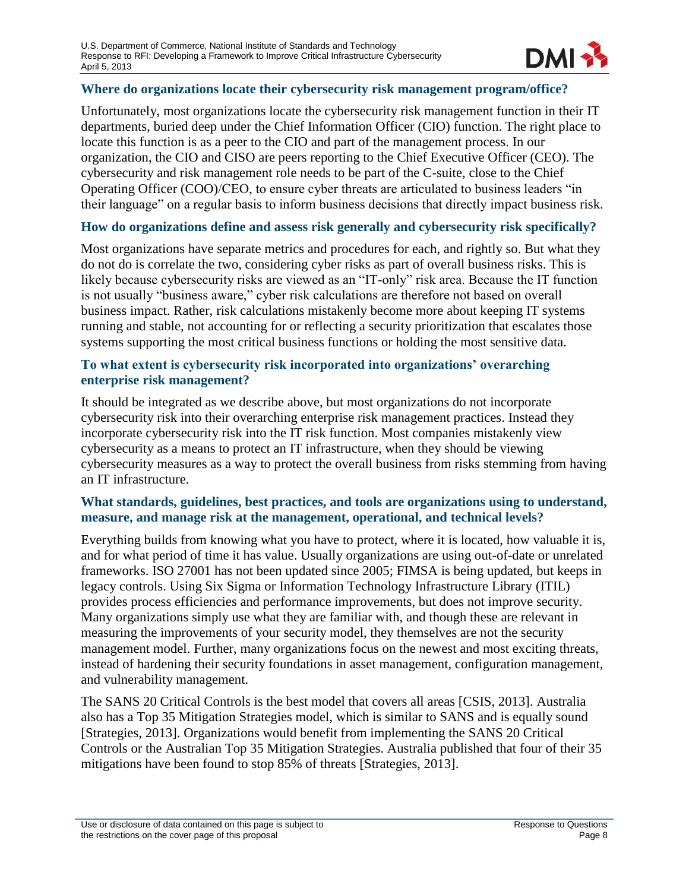### Where do organizations locate their cybersecurity risk management program/office?

Unfortunately, most organizations locate the cybersecurity risk management function in their IT departments, buried deep under the Chief Information Officer (CIO) function. The right place to locate this function is as a peer to the CIO and part of the management process. In our organization, the CIO and CISO are peers reporting to the Chief Executive Officer (CEO). The cybersecurity and risk management role needs to be part of the C-suite, close to the Chief Operating Officer (COO)/CEO, to ensure cyber threats are articulated to business leaders "in their language" on a regular basis to inform business decisions that directly impact business risk.

### How do organizations define and assess risk generally and cybersecurity risk specifically?

Most organizations have separate metrics and procedures for each, and rightly so. But what they do not do is correlate the two, considering cyber risks as part of overall business risks. This is likely because cybersecurity risks are viewed as an "IT-only" risk area. Because the IT function is not usually "business aware," cyber risk calculations are therefore not based on overall business impact. Rather, risk calculations mistakenly become more about keeping IT systems running and stable, not accounting for or reflecting a security prioritization that escalates those systems supporting the most critical business functions or holding the most sensitive data.

### To what extent is cybersecurity risk incorporated into organizations' overarching enterprise risk management?

It should be integrated as we describe above, but most organizations do not incorporate cybersecurity risk into their overarching enterprise risk management practices. Instead they incorporate cybersecurity risk into the IT risk function. Most companies mistakenly view cybersecurity as a means to protect an IT infrastructure, when they should be viewing cybersecurity measures as a way to protect the overall business from risks stemming from having an IT infrastructure.

### What standards, guidelines, best practices, and tools are organizations using to understand, measure, and manage risk at the management, operational, and technical levels?

Everything builds from knowing what you have to protect, where it is located, how valuable it is, and for what period of time it has value. Usually organizations are using out-of-date or unrelated frameworks. ISO 27001 has not been updated since 2005; FIMSA is being updated, but keeps in legacy controls. Using Six Sigma or Information Technology Infrastructure Library (ITIL) provides process efficiencies and performance improvements, but does not improve security. Many organizations simply use what they are familiar with, and though these are relevant in measuring the improvements of your security model, they themselves are not the security management model. Further, many organizations focus on the newest and most exciting threats, instead of hardening their security foundations in asset management, configuration management, and vulnerability management.

The SANS 20 Critical Controls is the best model that covers all areas [CSIS, 2013]. Australia also has a Top 35 Mitigation Strategies model, which is similar to SANS and is equally sound [Strategies, 2013]. Organizations would benefit from implementing the SANS 20 Critical Controls or the Australian Top 35 Mitigation Strategies. Australia published that four of their 35 mitigations have been found to stop 85% of threats [Strategies, 2013].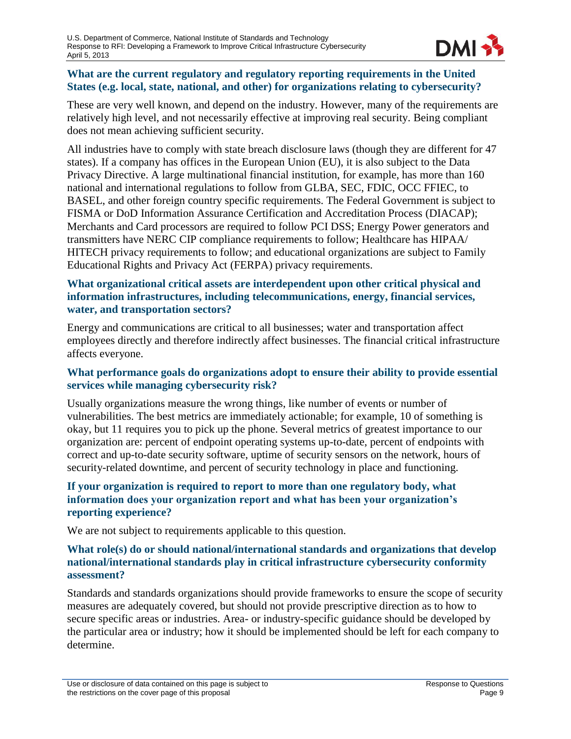### What are the current regulatory and regulatory reporting requirements in the United States (e.g. local, state, national, and other) for organizations relating to cybersecurity?

These are very well known, and depend on the industry. However, many of the requirements are relatively high level, and not necessarily effective at improving real security. Being compliant does not mean achieving sufficient security.

All industries have to comply with state breach disclosure laws (though they are different for 47 states). If a company has offices in the European Union (EU), it is also subject to the Data Privacy Directive. A large multinational financial institution, for example, has more than 160 national and international regulations to follow from GLBA, SEC, FDIC, OCC FFIEC, to BASEL, and other foreign country specific requirements. The Federal Government is subject to FISMA or DoD Information Assurance Certification and Accreditation Process (DIACAP); Merchants and Card processors are required to follow PCI DSS; Energy Power generators and transmitters have NERC CIP compliance requirements to follow; Healthcare has HIPAA/ HITECH privacy requirements to follow; and educational organizations are subject to Family Educational Rights and Privacy Act (FERPA) privacy requirements.

### What organizational critical assets are interdependent upon other critical physical and information infrastructures, including telecommunications, energy, financial services, water, and transportation sectors?

Energy and communications are critical to all businesses; water and transportation affect employees directly and therefore indirectly affect businesses. The financial critical infrastructure affects everyone.

### What performance goals do organizations adopt to ensure their ability to provide essential services while managing cybersecurity risk?

Usually organizations measure the wrong things, like number of events or number of vulnerabilities. The best metrics are immediately actionable; for example, 10 of something is okay, but 11 requires you to pick up the phone. Several metrics of greatest importance to our organization are: percent of endpoint operating systems up-to-date, percent of endpoints with correct and up-to-date security software, uptime of security sensors on the network, hours of security-related downtime, and percent of security technology in place and functioning.

### If your organization is required to report to more than one regulatory body, what information does your organization report and what has been your organization's reporting experience?

We are not subject to requirements applicable to this question.

### What role(s) do or should national/international standards and organizations that develop national/international standards play in critical infrastructure cybersecurity conformity assessment?

Standards and standards organizations should provide frameworks to ensure the scope of security measures are adequately covered, but should not provide prescriptive direction as to how to secure specific areas or industries. Area- or industry-specific guidance should be developed by the particular area or industry; how it should be implemented should be left for each company to determine.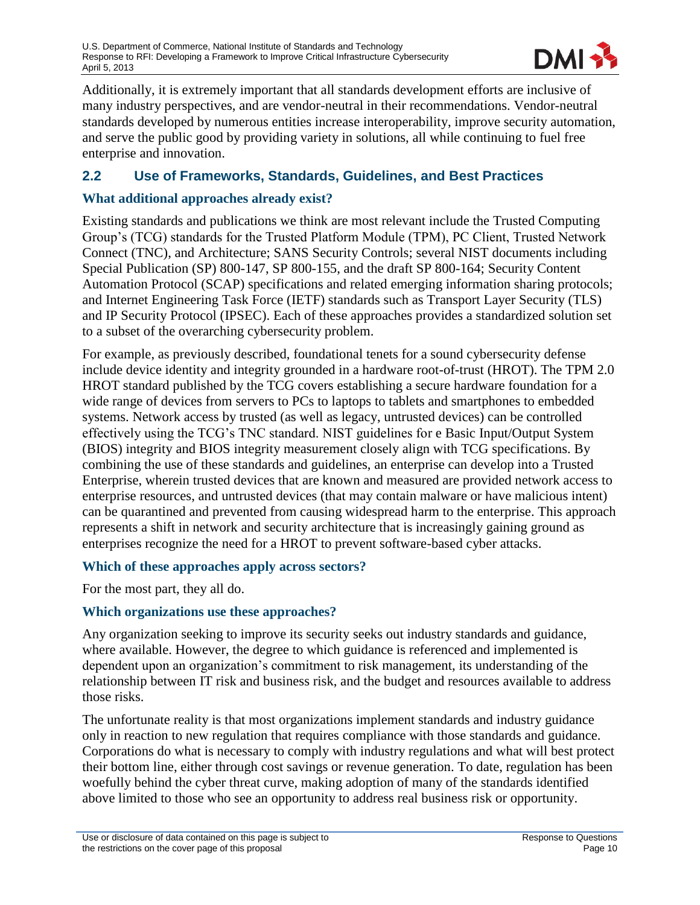Additionally, it is extremely important that all standards development efforts are inclusive of many industry perspectives, and are vendor-neutral in their recommendations. Vendor-neutral standards developed by numerous entities increase interoperability, improve security automation, and serve the public good by providing variety in solutions, all while continuing to fuel free enterprise and innovation.

## 2.2 Use of Frameworks, Standards, Guidelines, and Best Practices

### What additional approaches already exist?

Existing standards and publications we think are most relevant include the Trusted Computing Group's (TCG) standards for the Trusted Platform Module (TPM), PC Client, Trusted Network Connect (TNC), and Architecture; SANS Security Controls; several NIST documents including Special Publication (SP) 800-147, SP 800-155, and the draft SP 800-164; Security Content Automation Protocol (SCAP) specifications and related emerging information sharing protocols; and Internet Engineering Task Force (IETF) standards such as Transport Layer Security (TLS) and IP Security Protocol (IPSEC). Each of these approaches provides a standardized solution set to a subset of the overarching cybersecurity problem.

For example, as previously described, foundational tenets for a sound cybersecurity defense include device identity and integrity grounded in a hardware root-of-trust (HROT). The TPM 2.0 HROT standard published by the TCG covers establishing a secure hardware foundation for a wide range of devices from servers to PCs to laptops to tablets and smartphones to embedded systems. Network access by trusted (as well as legacy, untrusted devices) can be controlled effectively using the TCG's TNC standard. NIST guidelines for e Basic Input/Output System (BIOS) integrity and BIOS integrity measurement closely align with TCG specifications. By combining the use of these standards and guidelines, an enterprise can develop into a Trusted Enterprise, wherein trusted devices that are known and measured are provided network access to enterprise resources, and untrusted devices (that may contain malware or have malicious intent) can be quarantined and prevented from causing widespread harm to the enterprise. This approach represents a shift in network and security architecture that is increasingly gaining ground as enterprises recognize the need for a HROT to prevent software-based cyber attacks.

### Which of these approaches apply across sectors?

For the most part, they all do.

### Which organizations use these approaches?

Any organization seeking to improve its security seeks out industry standards and guidance, where available. However, the degree to which guidance is referenced and implemented is dependent upon an organization's commitment to risk management, its understanding of the relationship between IT risk and business risk, and the budget and resources available to address those risks.

The unfortunate reality is that most organizations implement standards and industry guidance only in reaction to new regulation that requires compliance with those standards and guidance. Corporations do what is necessary to comply with industry regulations and what will best protect their bottom line, either through cost savings or revenue generation. To date, regulation has been woefully behind the cyber threat curve, making adoption of many of the standards identified above limited to those who see an opportunity to address real business risk or opportunity.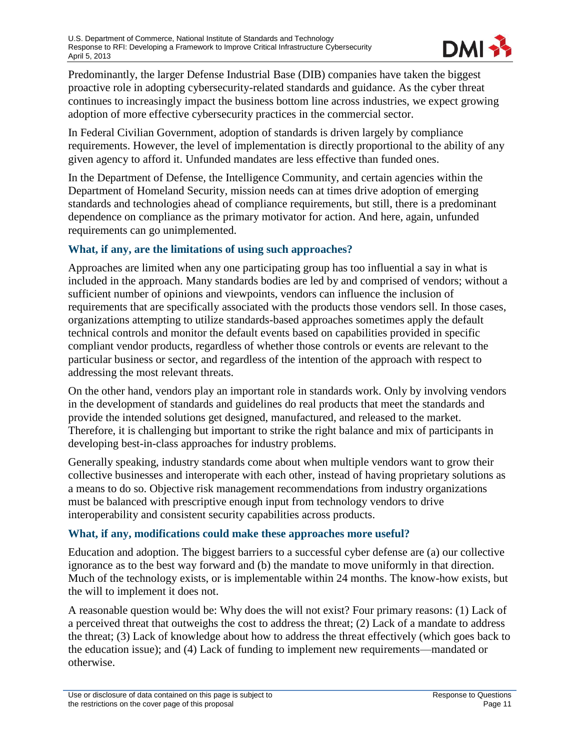Predominantly, the larger Defense Industrial Base (DIB) companies have taken the biggest proactive role in adopting cybersecurity-related standards and guidance. As the cyber threat continues to increasingly impact the business bottom line across industries, we expect growing adoption of more effective cybersecurity practices in the commercial sector.

In Federal Civilian Government, adoption of standards is driven largely by compliance requirements. However, the level of implementation is directly proportional to the ability of any given agency to afford it. Unfunded mandates are less effective than funded ones.

In the Department of Defense, the Intelligence Community, and certain agencies within the Department of Homeland Security, mission needs can at times drive adoption of emerging standards and technologies ahead of compliance requirements, but still, there is a predominant dependence on compliance as the primary motivator for action. And here, again, unfunded requirements can go unimplemented.

### What, if any, are the limitations of using such approaches?

Approaches are limited when any one participating group has too influential a say in what is included in the approach. Many standards bodies are led by and comprised of vendors; without a sufficient number of opinions and viewpoints, vendors can influence the inclusion of requirements that are specifically associated with the products those vendors sell. In those cases, organizations attempting to utilize standards-based approaches sometimes apply the default technical controls and monitor the default events based on capabilities provided in specific compliant vendor products, regardless of whether those controls or events are relevant to the particular business or sector, and regardless of the intention of the approach with respect to addressing the most relevant threats.

On the other hand, vendors play an important role in standards work. Only by involving vendors in the development of standards and guidelines do real products that meet the standards and provide the intended solutions get designed, manufactured, and released to the market. Therefore, it is challenging but important to strike the right balance and mix of participants in developing best-in-class approaches for industry problems.

Generally speaking, industry standards come about when multiple vendors want to grow their collective businesses and interoperate with each other, instead of having proprietary solutions as a means to do so. Objective risk management recommendations from industry organizations must be balanced with prescriptive enough input from technology vendors to drive interoperability and consistent security capabilities across products.

### What, if any, modifications could make these approaches more useful?

Education and adoption. The biggest barriers to a successful cyber defense are (a) our collective ignorance as to the best way forward and (b) the mandate to move uniformly in that direction. Much of the technology exists, or is implementable within 24 months. The know-how exists, but the will to implement it does not.

A reasonable question would be: Why does the will not exist? Four primary reasons: (1) Lack of a perceived threat that outweighs the cost to address the threat; (2) Lack of a mandate to address the threat; (3) Lack of knowledge about how to address the threat effectively (which goes back to the education issue); and (4) Lack of funding to implement new requirements—mandated or otherwise.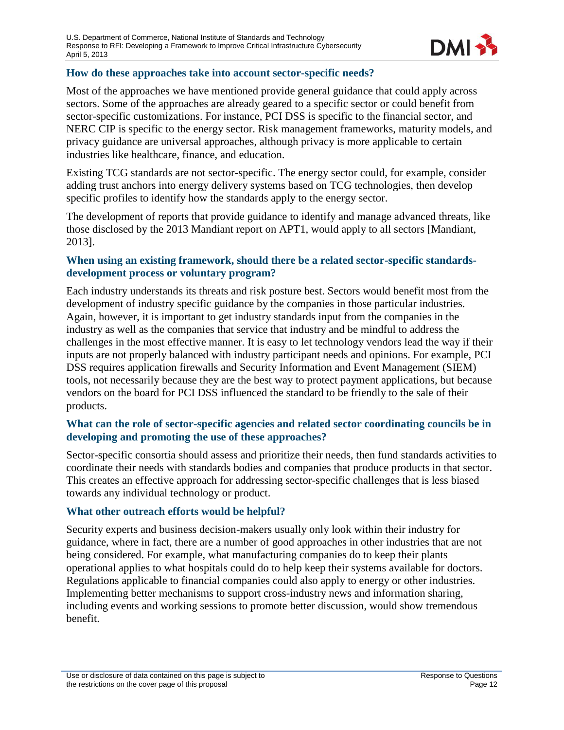### How do these approaches take into account sector-specific needs?

Most of the approaches we have mentioned provide general guidance that could apply across sectors. Some of the approaches are already geared to a specific sector or could benefit from sector-specific customizations. For instance, PCI DSS is specific to the financial sector, and NERC CIP is specific to the energy sector. Risk management frameworks, maturity models, and privacy guidance are universal approaches, although privacy is more applicable to certain industries like healthcare, finance, and education.

Existing TCG standards are not sector-specific. The energy sector could, for example, consider adding trust anchors into energy delivery systems based on TCG technologies, then develop specific profiles to identify how the standards apply to the energy sector.

The development of reports that provide guidance to identify and manage advanced threats, like those disclosed by the 2013 Mandiant report on APT1, would apply to all sectors [Mandiant, 2013].

### When using an existing framework, should there be a related sector-specific standards-development process or voluntary program?

Each industry understands its threats and risk posture best. Sectors would benefit most from the development of industry specific guidance by the companies in those particular industries. Again, however, it is important to get industry standards input from the companies in the industry as well as the companies that service that industry and be mindful to address the challenges in the most effective manner. It is easy to let technology vendors lead the way if their inputs are not properly balanced with industry participant needs and opinions. For example, PCI DSS requires application firewalls and Security Information and Event Management (SIEM) tools, not necessarily because they are the best way to protect payment applications, but because vendors on the board for PCI DSS influenced the standard to be friendly to the sale of their products.

### What can the role of sector-specific agencies and related sector coordinating councils be in developing and promoting the use of these approaches?

Sector-specific consortia should assess and prioritize their needs, then fund standards activities to coordinate their needs with standards bodies and companies that produce products in that sector. This creates an effective approach for addressing sector-specific challenges that is less biased towards any individual technology or product.

### What other outreach efforts would be helpful?

Security experts and business decision-makers usually only look within their industry for guidance, where in fact, there are a number of good approaches in other industries that are not being considered. For example, what manufacturing companies do to keep their plants operational applies to what hospitals could do to help keep their systems available for doctors. Regulations applicable to financial companies could also apply to energy or other industries. Implementing better mechanisms to support cross-industry news and information sharing, including events and working sessions to promote better discussion, would show tremendous benefit.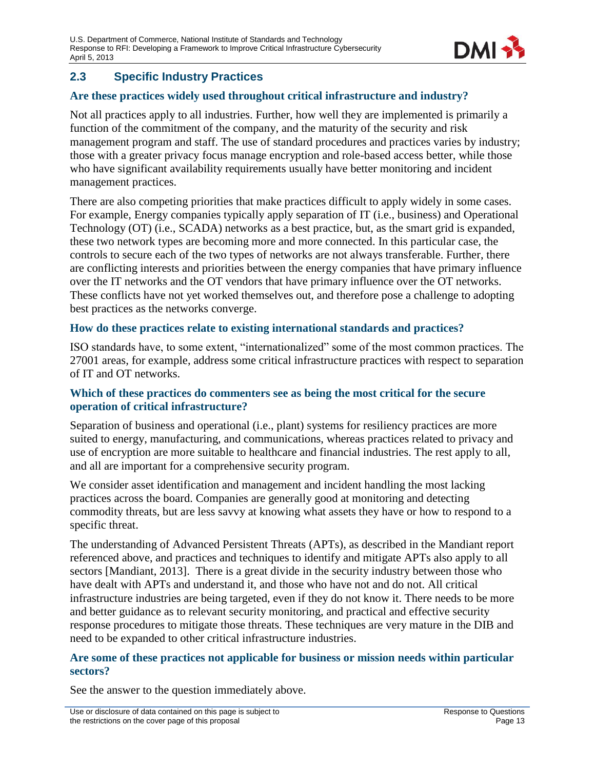## 2.3 Specific Industry Practices

### Are these practices widely used throughout critical infrastructure and industry?

Not all practices apply to all industries. Further, how well they are implemented is primarily a function of the commitment of the company, and the maturity of the security and risk management program and staff. The use of standard procedures and practices varies by industry; those with a greater privacy focus manage encryption and role-based access better, while those who have significant availability requirements usually have better monitoring and incident management practices.

There are also competing priorities that make practices difficult to apply widely in some cases. For example, Energy companies typically apply separation of IT (i.e., business) and Operational Technology (OT) (i.e., SCADA) networks as a best practice, but, as the smart grid is expanded, these two network types are becoming more and more connected. In this particular case, the controls to secure each of the two types of networks are not always transferable. Further, there are conflicting interests and priorities between the energy companies that have primary influence over the IT networks and the OT vendors that have primary influence over the OT networks. These conflicts have not yet worked themselves out, and therefore pose a challenge to adopting best practices as the networks converge.

### How do these practices relate to existing international standards and practices?

ISO standards have, to some extent, "internationalized" some of the most common practices. The 27001 areas, for example, address some critical infrastructure practices with respect to separation of IT and OT networks.

### Which of these practices do commenters see as being the most critical for the secure operation of critical infrastructure?

Separation of business and operational (i.e., plant) systems for resiliency practices are more suited to energy, manufacturing, and communications, whereas practices related to privacy and use of encryption are more suitable to healthcare and financial industries. The rest apply to all, and all are important for a comprehensive security program.

We consider asset identification and management and incident handling the most lacking practices across the board. Companies are generally good at monitoring and detecting commodity threats, but are less savvy at knowing what assets they have or how to respond to a specific threat.

The understanding of Advanced Persistent Threats (APTs), as described in the Mandiant report referenced above, and practices and techniques to identify and mitigate APTs also apply to all sectors [Mandiant, 2013]. There is a great divide in the security industry between those who have dealt with APTs and understand it, and those who have not and do not. All critical infrastructure industries are being targeted, even if they do not know it. There needs to be more and better guidance as to relevant security monitoring, and practical and effective security response procedures to mitigate those threats. These techniques are very mature in the DIB and need to be expanded to other critical infrastructure industries.

### Are some of these practices not applicable for business or mission needs within particular sectors?

See the answer to the question immediately above.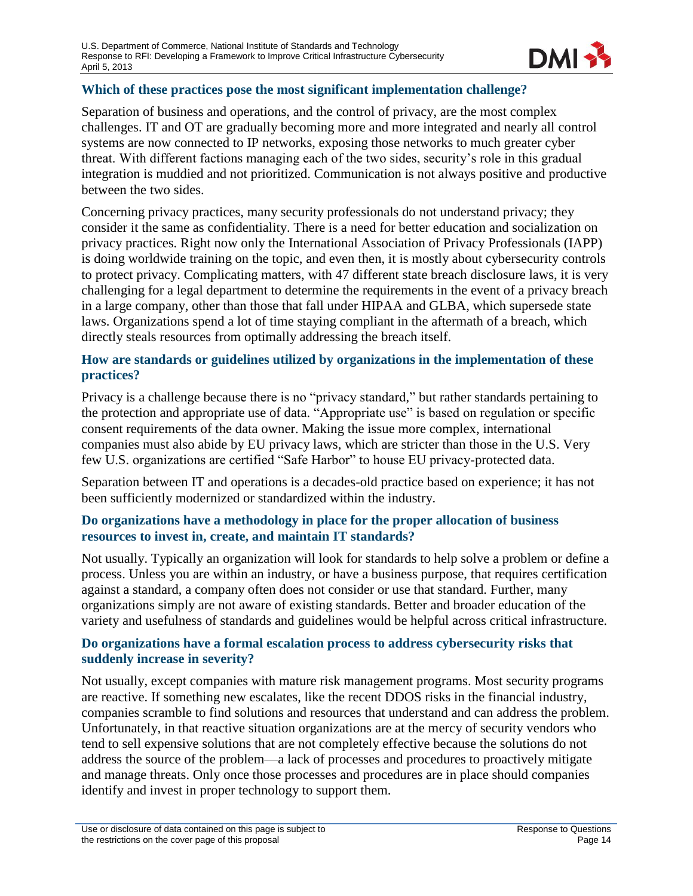### Which of these practices pose the most significant implementation challenge?

Separation of business and operations, and the control of privacy, are the most complex challenges. IT and OT are gradually becoming more and more integrated and nearly all control systems are now connected to IP networks, exposing those networks to much greater cyber threat. With different factions managing each of the two sides, security's role in this gradual integration is muddied and not prioritized. Communication is not always positive and productive between the two sides.

Concerning privacy practices, many security professionals do not understand privacy; they consider it the same as confidentiality. There is a need for better education and socialization on privacy practices. Right now only the International Association of Privacy Professionals (IAPP) is doing worldwide training on the topic, and even then, it is mostly about cybersecurity controls to protect privacy. Complicating matters, with 47 different state breach disclosure laws, it is very challenging for a legal department to determine the requirements in the event of a privacy breach in a large company, other than those that fall under HIPAA and GLBA, which supersede state laws. Organizations spend a lot of time staying compliant in the aftermath of a breach, which directly steals resources from optimally addressing the breach itself.

### How are standards or guidelines utilized by organizations in the implementation of these practices?

Privacy is a challenge because there is no "privacy standard," but rather standards pertaining to the protection and appropriate use of data. "Appropriate use" is based on regulation or specific consent requirements of the data owner. Making the issue more complex, international companies must also abide by EU privacy laws, which are stricter than those in the U.S. Very few U.S. organizations are certified "Safe Harbor" to house EU privacy-protected data.

Separation between IT and operations is a decades-old practice based on experience; it has not been sufficiently modernized or standardized within the industry.

### Do organizations have a methodology in place for the proper allocation of business resources to invest in, create, and maintain IT standards?

Not usually. Typically an organization will look for standards to help solve a problem or define a process. Unless you are within an industry, or have a business purpose, that requires certification against a standard, a company often does not consider or use that standard. Further, many organizations simply are not aware of existing standards. Better and broader education of the variety and usefulness of standards and guidelines would be helpful across critical infrastructure.

### Do organizations have a formal escalation process to address cybersecurity risks that suddenly increase in severity?

Not usually, except companies with mature risk management programs. Most security programs are reactive. If something new escalates, like the recent DDOS risks in the financial industry, companies scramble to find solutions and resources that understand and can address the problem. Unfortunately, in that reactive situation organizations are at the mercy of security vendors who tend to sell expensive solutions that are not completely effective because the solutions do not address the source of the problem—a lack of processes and procedures to proactively mitigate and manage threats. Only once those processes and procedures are in place should companies identify and invest in proper technology to support them.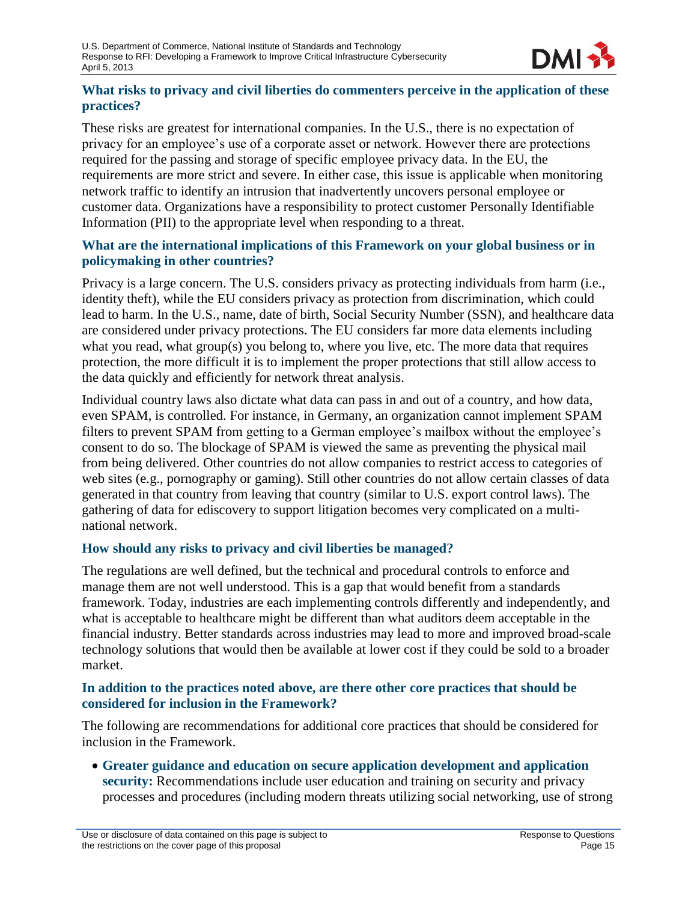### What risks to privacy and civil liberties do commenters perceive in the application of these practices?

These risks are greatest for international companies. In the U.S., there is no expectation of privacy for an employee's use of a corporate asset or network. However there are protections required for the passing and storage of specific employee privacy data. In the EU, the requirements are more strict and severe. In either case, this issue is applicable when monitoring network traffic to identify an intrusion that inadvertently uncovers personal employee or customer data. Organizations have a responsibility to protect customer Personally Identifiable Information (PII) to the appropriate level when responding to a threat.

### What are the international implications of this Framework on your global business or in policymaking in other countries?

Privacy is a large concern. The U.S. considers privacy as protecting individuals from harm (i.e., identity theft), while the EU considers privacy as protection from discrimination, which could lead to harm. In the U.S., name, date of birth, Social Security Number (SSN), and healthcare data are considered under privacy protections. The EU considers far more data elements including what you read, what group(s) you belong to, where you live, etc. The more data that requires protection, the more difficult it is to implement the proper protections that still allow access to the data quickly and efficiently for network threat analysis.

Individual country laws also dictate what data can pass in and out of a country, and how data, even SPAM, is controlled. For instance, in Germany, an organization cannot implement SPAM filters to prevent SPAM from getting to a German employee's mailbox without the employee's consent to do so. The blockage of SPAM is viewed the same as preventing the physical mail from being delivered. Other countries do not allow companies to restrict access to categories of web sites (e.g., pornography or gaming). Still other countries do not allow certain classes of data generated in that country from leaving that country (similar to U.S. export control laws). The gathering of data for ediscovery to support litigation becomes very complicated on a multi-national network.

### How should any risks to privacy and civil liberties be managed?

The regulations are well defined, but the technical and procedural controls to enforce and manage them are not well understood. This is a gap that would benefit from a standards framework. Today, industries are each implementing controls differently and independently, and what is acceptable to healthcare might be different than what auditors deem acceptable in the financial industry. Better standards across industries may lead to more and improved broad-scale technology solutions that would then be available at lower cost if they could be sold to a broader market.

### In addition to the practices noted above, are there other core practices that should be considered for inclusion in the Framework?

The following are recommendations for additional core practices that should be considered for inclusion in the Framework.

- **Greater guidance and education on secure application development and application security:** Recommendations include user education and training on security and privacy processes and procedures (including modern threats utilizing social networking, use of strong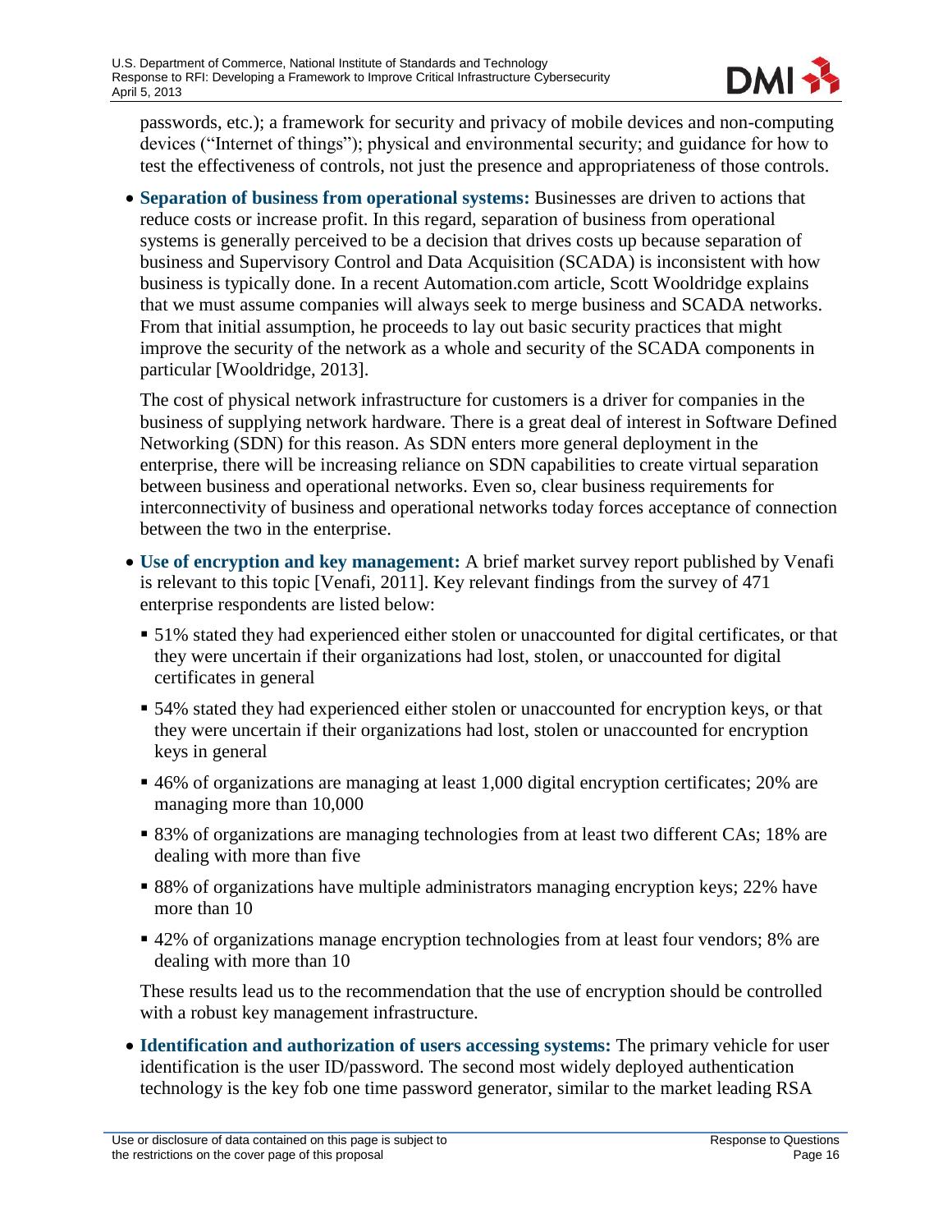passwords, etc.); a framework for security and privacy of mobile devices and non-computing devices ("Internet of things"); physical and environmental security; and guidance for how to test the effectiveness of controls, not just the presence and appropriateness of those controls.

- **Separation of business from operational systems:** Businesses are driven to actions that reduce costs or increase profit. In this regard, separation of business from operational systems is generally perceived to be a decision that drives costs up because separation of business and Supervisory Control and Data Acquisition (SCADA) is inconsistent with how business is typically done. In a recent Automation.com article, Scott Wooldridge explains that we must assume companies will always seek to merge business and SCADA networks. From that initial assumption, he proceeds to lay out basic security practices that might improve the security of the network as a whole and security of the SCADA components in particular [Wooldridge, 2013].

  The cost of physical network infrastructure for customers is a driver for companies in the business of supplying network hardware. There is a great deal of interest in Software Defined Networking (SDN) for this reason. As SDN enters more general deployment in the enterprise, there will be increasing reliance on SDN capabilities to create virtual separation between business and operational networks. Even so, clear business requirements for interconnectivity of business and operational networks today forces acceptance of connection between the two in the enterprise.

- **Use of encryption and key management:** A brief market survey report published by Venafi is relevant to this topic [Venafi, 2011]. Key relevant findings from the survey of 471 enterprise respondents are listed below:
  - 51% stated they had experienced either stolen or unaccounted for digital certificates, or that they were uncertain if their organizations had lost, stolen, or unaccounted for digital certificates in general
  - 54% stated they had experienced either stolen or unaccounted for encryption keys, or that they were uncertain if their organizations had lost, stolen or unaccounted for encryption keys in general
  - 46% of organizations are managing at least 1,000 digital encryption certificates; 20% are managing more than 10,000
  - 83% of organizations are managing technologies from at least two different CAs; 18% are dealing with more than five
  - 88% of organizations have multiple administrators managing encryption keys; 22% have more than 10
  - 42% of organizations manage encryption technologies from at least four vendors; 8% are dealing with more than 10

  These results lead us to the recommendation that the use of encryption should be controlled with a robust key management infrastructure.

- **Identification and authorization of users accessing systems:** The primary vehicle for user identification is the user ID/password. The second most widely deployed authentication technology is the key fob one time password generator, similar to the market leading RSA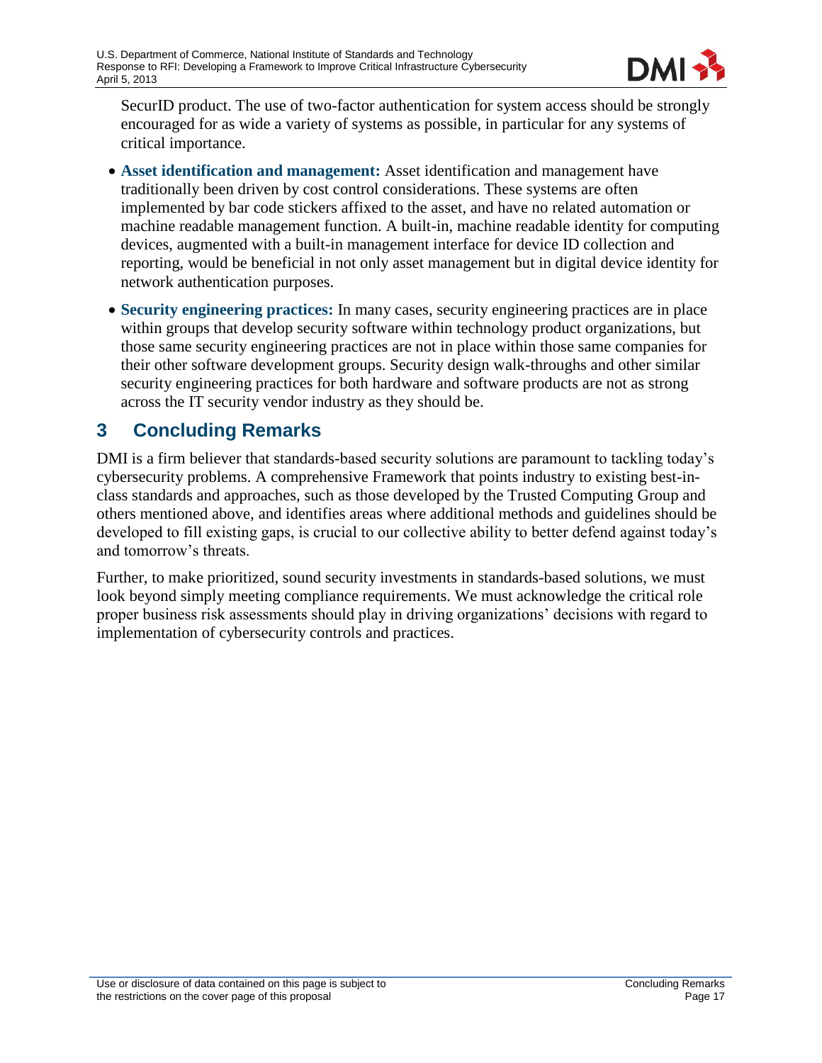SecurID product. The use of two-factor authentication for system access should be strongly encouraged for as wide a variety of systems as possible, in particular for any systems of critical importance.

- **Asset identification and management:** Asset identification and management have traditionally been driven by cost control considerations. These systems are often implemented by bar code stickers affixed to the asset, and have no related automation or machine readable management function. A built-in, machine readable identity for computing devices, augmented with a built-in management interface for device ID collection and reporting, would be beneficial in not only asset management but in digital device identity for network authentication purposes.
- **Security engineering practices:** In many cases, security engineering practices are in place within groups that develop security software within technology product organizations, but those same security engineering practices are not in place within those same companies for their other software development groups. Security design walk-throughs and other similar security engineering practices for both hardware and software products are not as strong across the IT security vendor industry as they should be.

# 3 Concluding Remarks

DMI is a firm believer that standards-based security solutions are paramount to tackling today's cybersecurity problems. A comprehensive Framework that points industry to existing best-in-class standards and approaches, such as those developed by the Trusted Computing Group and others mentioned above, and identifies areas where additional methods and guidelines should be developed to fill existing gaps, is crucial to our collective ability to better defend against today's and tomorrow's threats.

Further, to make prioritized, sound security investments in standards-based solutions, we must look beyond simply meeting compliance requirements. We must acknowledge the critical role proper business risk assessments should play in driving organizations' decisions with regard to implementation of cybersecurity controls and practices.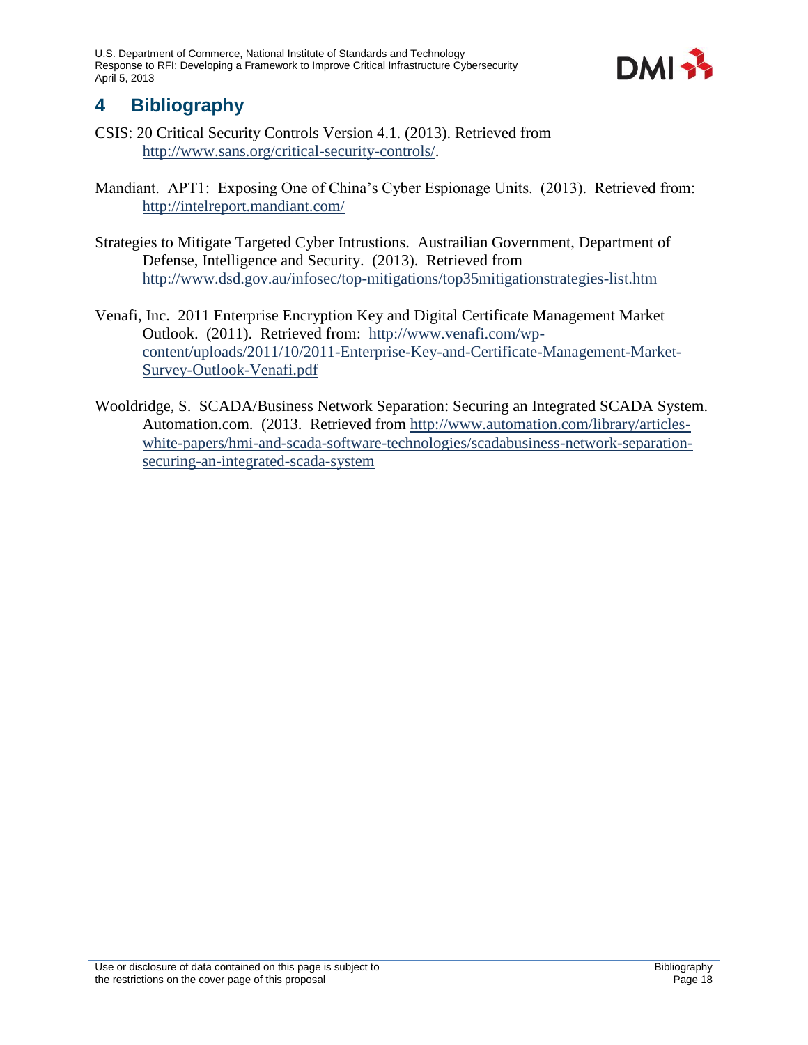# 4 Bibliography

CSIS: 20 Critical Security Controls Version 4.1. (2013). Retrieved from http://www.sans.org/critical-security-controls/.

Mandiant. APT1: Exposing One of China's Cyber Espionage Units. (2013). Retrieved from: http://intelreport.mandiant.com/

Strategies to Mitigate Targeted Cyber Intrustions. Austrailian Government, Department of Defense, Intelligence and Security. (2013). Retrieved from http://www.dsd.gov.au/infosec/top-mitigations/top35mitigationstrategies-list.htm

Venafi, Inc. 2011 Enterprise Encryption Key and Digital Certificate Management Market Outlook. (2011). Retrieved from: http://www.venafi.com/wp-content/uploads/2011/10/2011-Enterprise-Key-and-Certificate-Management-Market-Survey-Outlook-Venafi.pdf

Wooldridge, S. SCADA/Business Network Separation: Securing an Integrated SCADA System. Automation.com. (2013. Retrieved from http://www.automation.com/library/articles-white-papers/hmi-and-scada-software-technologies/scadabusiness-network-separation-securing-an-integrated-scada-system